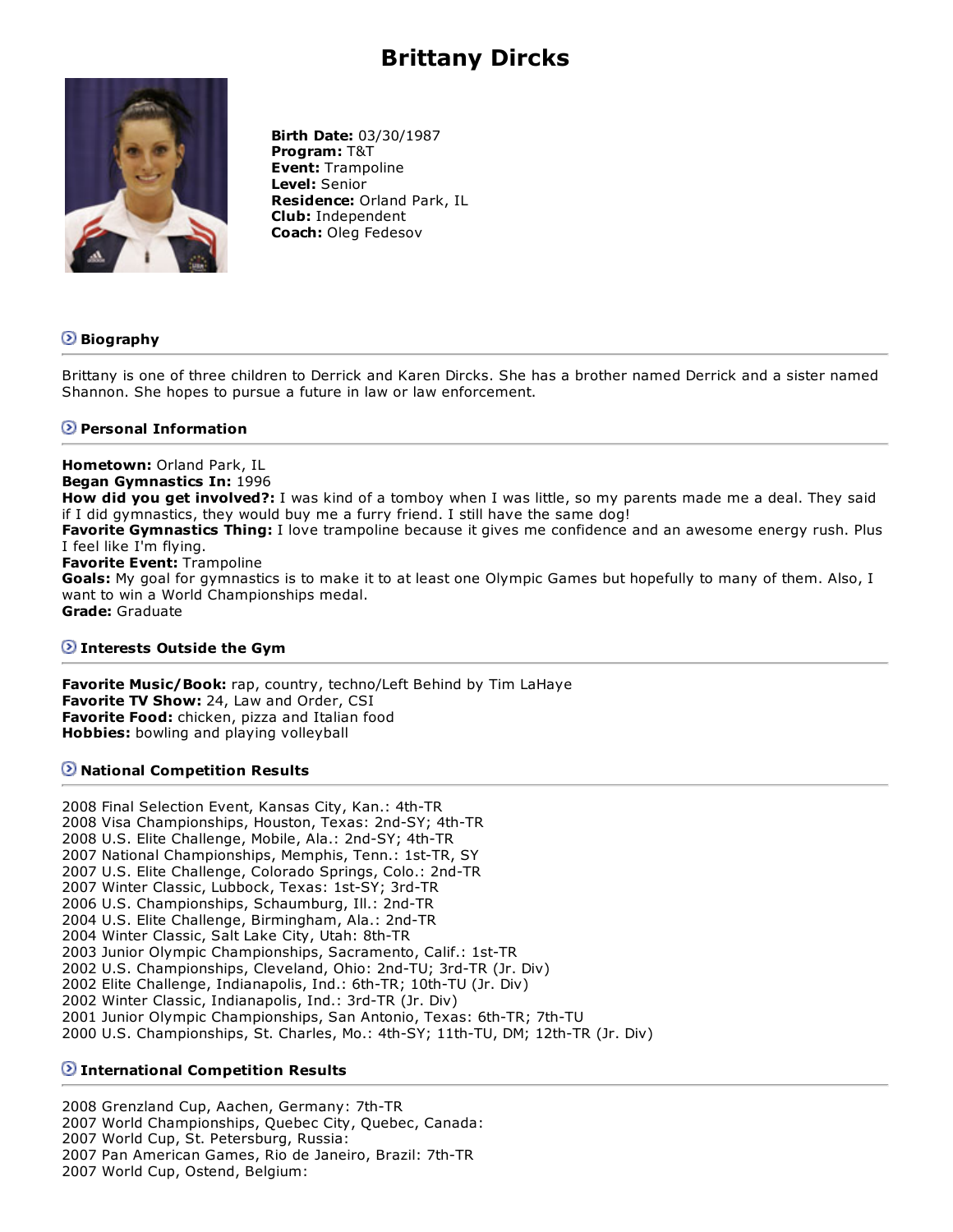# Brittany Dircks

**Birth Date:** 03/30/1987
**Program:** T&T
**Event:** Trampoline
**Level:** Senior
**Residence:** Orland Park, IL
**Club:** Independent
**Coach:** Oleg Fedesov

## Biography

Brittany is one of three children to Derrick and Karen Dircks. She has a brother named Derrick and a sister named Shannon. She hopes to pursue a future in law or law enforcement.

## Personal Information

**Hometown:** Orland Park, IL
**Began Gymnastics In:** 1996
**How did you get involved?:** I was kind of a tomboy when I was little, so my parents made me a deal. They said if I did gymnastics, they would buy me a furry friend. I still have the same dog!
**Favorite Gymnastics Thing:** I love trampoline because it gives me confidence and an awesome energy rush. Plus I feel like I'm flying.
**Favorite Event:** Trampoline
**Goals:** My goal for gymnastics is to make it to at least one Olympic Games but hopefully to many of them. Also, I want to win a World Championships medal.
**Grade:** Graduate

## Interests Outside the Gym

**Favorite Music/Book:** rap, country, techno/Left Behind by Tim LaHaye
**Favorite TV Show:** 24, Law and Order, CSI
**Favorite Food:** chicken, pizza and Italian food
**Hobbies:** bowling and playing volleyball

## National Competition Results

2008 Final Selection Event, Kansas City, Kan.: 4th-TR
2008 Visa Championships, Houston, Texas: 2nd-SY; 4th-TR
2008 U.S. Elite Challenge, Mobile, Ala.: 2nd-SY; 4th-TR
2007 National Championships, Memphis, Tenn.: 1st-TR, SY
2007 U.S. Elite Challenge, Colorado Springs, Colo.: 2nd-TR
2007 Winter Classic, Lubbock, Texas: 1st-SY; 3rd-TR
2006 U.S. Championships, Schaumburg, Ill.: 2nd-TR
2004 U.S. Elite Challenge, Birmingham, Ala.: 2nd-TR
2004 Winter Classic, Salt Lake City, Utah: 8th-TR
2003 Junior Olympic Championships, Sacramento, Calif.: 1st-TR
2002 U.S. Championships, Cleveland, Ohio: 2nd-TU; 3rd-TR (Jr. Div)
2002 Elite Challenge, Indianapolis, Ind.: 6th-TR; 10th-TU (Jr. Div)
2002 Winter Classic, Indianapolis, Ind.: 3rd-TR (Jr. Div)
2001 Junior Olympic Championships, San Antonio, Texas: 6th-TR; 7th-TU
2000 U.S. Championships, St. Charles, Mo.: 4th-SY; 11th-TU, DM; 12th-TR (Jr. Div)

## International Competition Results

2008 Grenzland Cup, Aachen, Germany: 7th-TR
2007 World Championships, Quebec City, Quebec, Canada:
2007 World Cup, St. Petersburg, Russia:
2007 Pan American Games, Rio de Janeiro, Brazil: 7th-TR
2007 World Cup, Ostend, Belgium: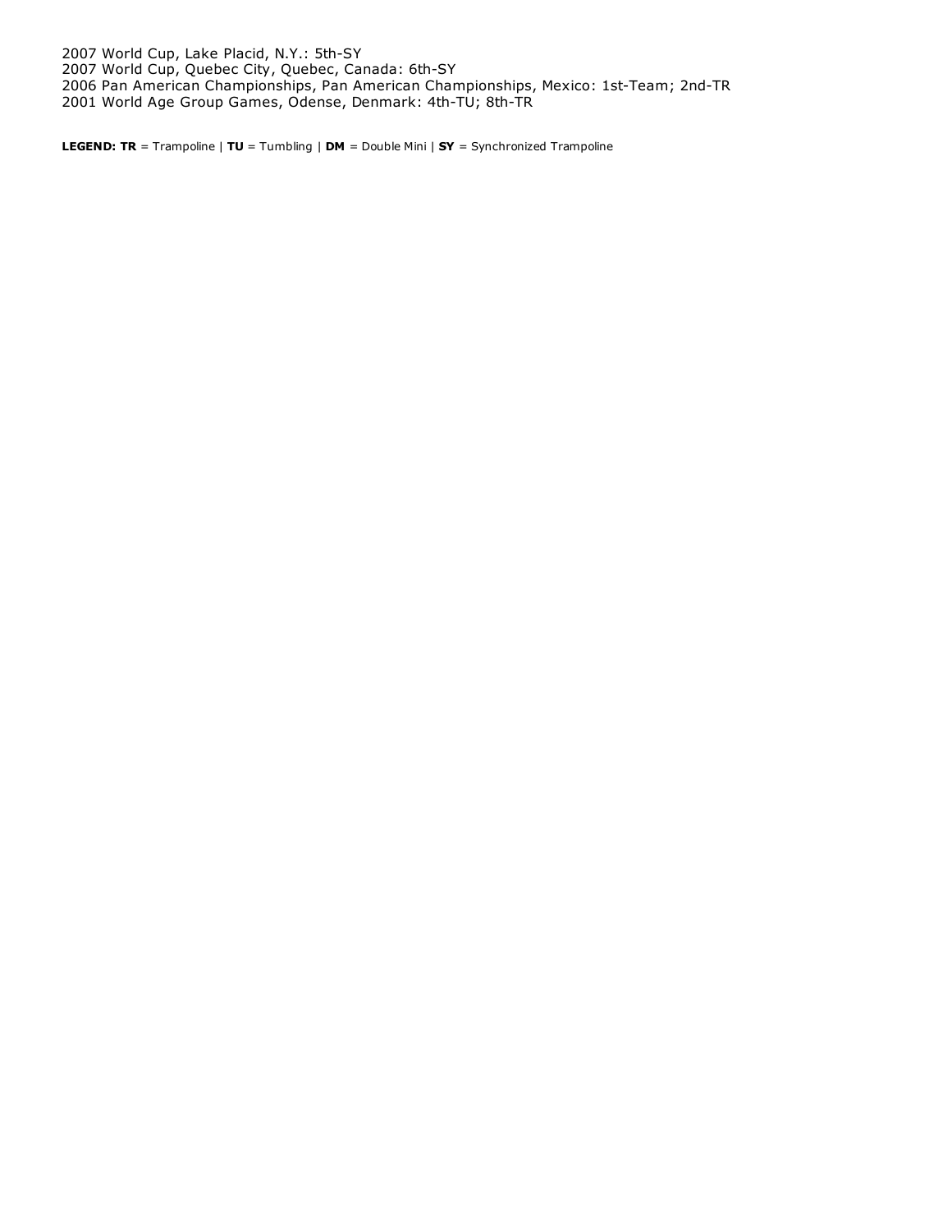2007 World Cup, Lake Placid, N.Y.: 5th-SY
2007 World Cup, Quebec City, Quebec, Canada: 6th-SY
2006 Pan American Championships, Pan American Championships, Mexico: 1st-Team; 2nd-TR
2001 World Age Group Games, Odense, Denmark: 4th-TU; 8th-TR

**LEGEND:** **TR** = Trampoline | **TU** = Tumbling | **DM** = Double Mini | **SY** = Synchronized Trampoline